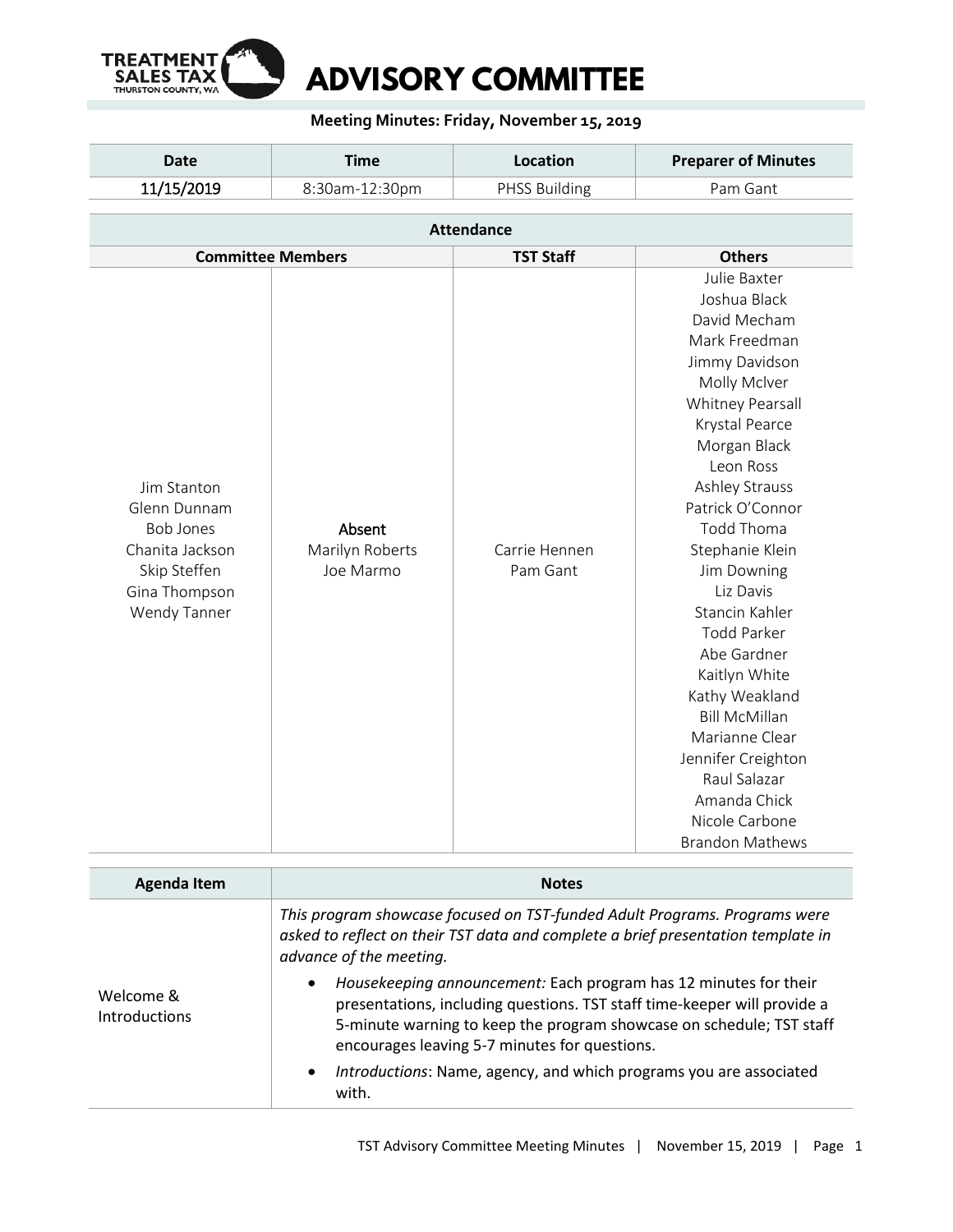# ADVISORY COMMITTEE

TREATMENT SALES TAX
THURSTON COUNTY, WA

**Meeting Minutes: Friday, November 15, 2019**

| Date | Time | Location | Preparer of Minutes |
|---|---|---|---|
| 11/15/2019 | 8:30am-12:30pm | PHSS Building | Pam Gant |

| Attendance | | | |
|---|---|---|---|
| **Committee Members** | | **TST Staff** | **Others** |
| Jim Stanton<br>Glenn Dunnam<br>Bob Jones<br>Chanita Jackson<br>Skip Steffen<br>Gina Thompson<br>Wendy Tanner | **Absent**<br>Marilyn Roberts<br>Joe Marmo | Carrie Hennen<br>Pam Gant | Julie Baxter<br>Joshua Black<br>David Mecham<br>Mark Freedman<br>Jimmy Davidson<br>Molly McIver<br>Whitney Pearsall<br>Krystal Pearce<br>Morgan Black<br>Leon Ross<br>Ashley Strauss<br>Patrick O'Connor<br>Todd Thoma<br>Stephanie Klein<br>Jim Downing<br>Liz Davis<br>Stancin Kahler<br>Todd Parker<br>Abe Gardner<br>Kaitlyn White<br>Kathy Weakland<br>Bill McMillan<br>Marianne Clear<br>Jennifer Creighton<br>Raul Salazar<br>Amanda Chick<br>Nicole Carbone<br>Brandon Mathews |

| Agenda Item | Notes |
|---|---|
| Welcome & Introductions | *This program showcase focused on TST-funded Adult Programs. Programs were asked to reflect on their TST data and complete a brief presentation template in advance of the meeting.*<br>• *Housekeeping announcement:* Each program has 12 minutes for their presentations, including questions. TST staff time-keeper will provide a 5-minute warning to keep the program showcase on schedule; TST staff encourages leaving 5-7 minutes for questions.<br>• *Introductions*: Name, agency, and which programs you are associated with. |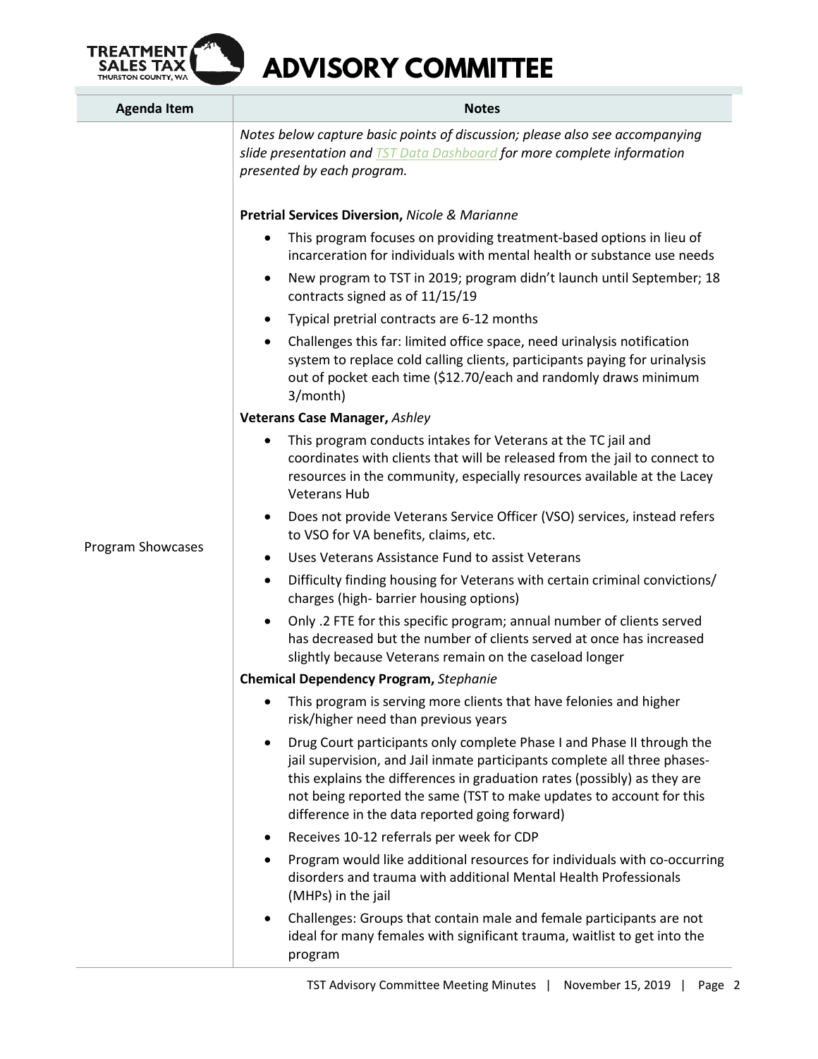# ADVISORY COMMITTEE

| Agenda Item | Notes |
|---|---|
| Program Showcases | *Notes below capture basic points of discussion; please also see accompanying slide presentation and TST Data Dashboard for more complete information presented by each program.*<br><br>**Pretrial Services Diversion,** *Nicole & Marianne*<br>• This program focuses on providing treatment-based options in lieu of incarceration for individuals with mental health or substance use needs<br>• New program to TST in 2019; program didn't launch until September; 18 contracts signed as of 11/15/19<br>• Typical pretrial contracts are 6-12 months<br>• Challenges this far: limited office space, need urinalysis notification system to replace cold calling clients, participants paying for urinalysis out of pocket each time ($12.70/each and randomly draws minimum 3/month)<br><br>**Veterans Case Manager,** *Ashley*<br>• This program conducts intakes for Veterans at the TC jail and coordinates with clients that will be released from the jail to connect to resources in the community, especially resources available at the Lacey Veterans Hub<br>• Does not provide Veterans Service Officer (VSO) services, instead refers to VSO for VA benefits, claims, etc.<br>• Uses Veterans Assistance Fund to assist Veterans<br>• Difficulty finding housing for Veterans with certain criminal convictions/ charges (high- barrier housing options)<br>• Only .2 FTE for this specific program; annual number of clients served has decreased but the number of clients served at once has increased slightly because Veterans remain on the caseload longer<br><br>**Chemical Dependency Program,** *Stephanie*<br>• This program is serving more clients that have felonies and higher risk/higher need than previous years<br>• Drug Court participants only complete Phase I and Phase II through the jail supervision, and Jail inmate participants complete all three phases- this explains the differences in graduation rates (possibly) as they are not being reported the same (TST to make updates to account for this difference in the data reported going forward)<br>• Receives 10-12 referrals per week for CDP<br>• Program would like additional resources for individuals with co-occurring disorders and trauma with additional Mental Health Professionals (MHPs) in the jail<br>• Challenges: Groups that contain male and female participants are not ideal for many females with significant trauma, waitlist to get into the program |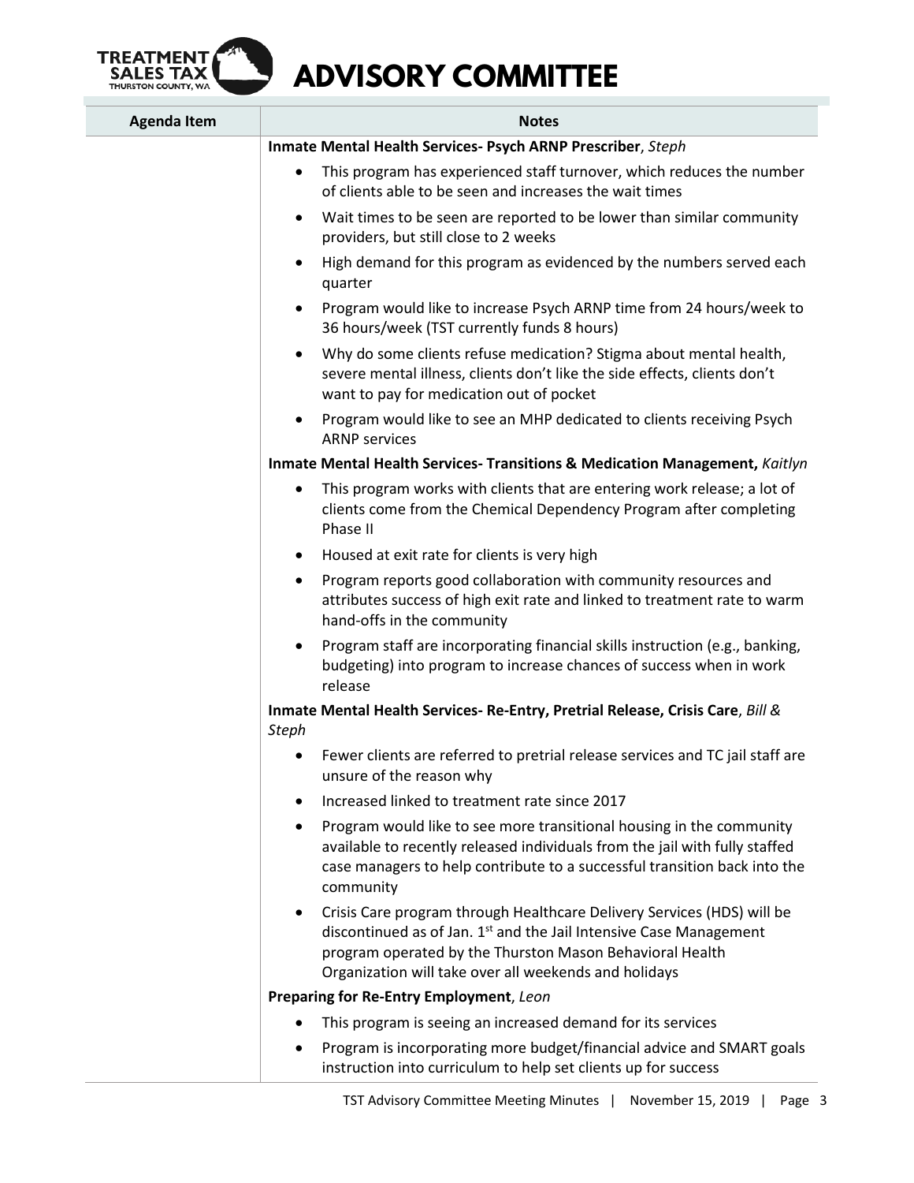| Agenda Item | Notes |
|---|---|
| | **Inmate Mental Health Services- Psych ARNP Prescriber**, *Steph*<br>• This program has experienced staff turnover, which reduces the number of clients able to be seen and increases the wait times<br>• Wait times to be seen are reported to be lower than similar community providers, but still close to 2 weeks<br>• High demand for this program as evidenced by the numbers served each quarter<br>• Program would like to increase Psych ARNP time from 24 hours/week to 36 hours/week (TST currently funds 8 hours)<br>• Why do some clients refuse medication? Stigma about mental health, severe mental illness, clients don't like the side effects, clients don't want to pay for medication out of pocket<br>• Program would like to see an MHP dedicated to clients receiving Psych ARNP services<br>**Inmate Mental Health Services- Transitions & Medication Management,** *Kaitlyn*<br>• This program works with clients that are entering work release; a lot of clients come from the Chemical Dependency Program after completing Phase II<br>• Housed at exit rate for clients is very high<br>• Program reports good collaboration with community resources and attributes success of high exit rate and linked to treatment rate to warm hand-offs in the community<br>• Program staff are incorporating financial skills instruction (e.g., banking, budgeting) into program to increase chances of success when in work release<br>**Inmate Mental Health Services- Re-Entry, Pretrial Release, Crisis Care**, *Bill & Steph*<br>• Fewer clients are referred to pretrial release services and TC jail staff are unsure of the reason why<br>• Increased linked to treatment rate since 2017<br>• Program would like to see more transitional housing in the community available to recently released individuals from the jail with fully staffed case managers to help contribute to a successful transition back into the community<br>• Crisis Care program through Healthcare Delivery Services (HDS) will be discontinued as of Jan. 1st and the Jail Intensive Case Management program operated by the Thurston Mason Behavioral Health Organization will take over all weekends and holidays<br>**Preparing for Re-Entry Employment**, *Leon*<br>• This program is seeing an increased demand for its services<br>• Program is incorporating more budget/financial advice and SMART goals instruction into curriculum to help set clients up for success |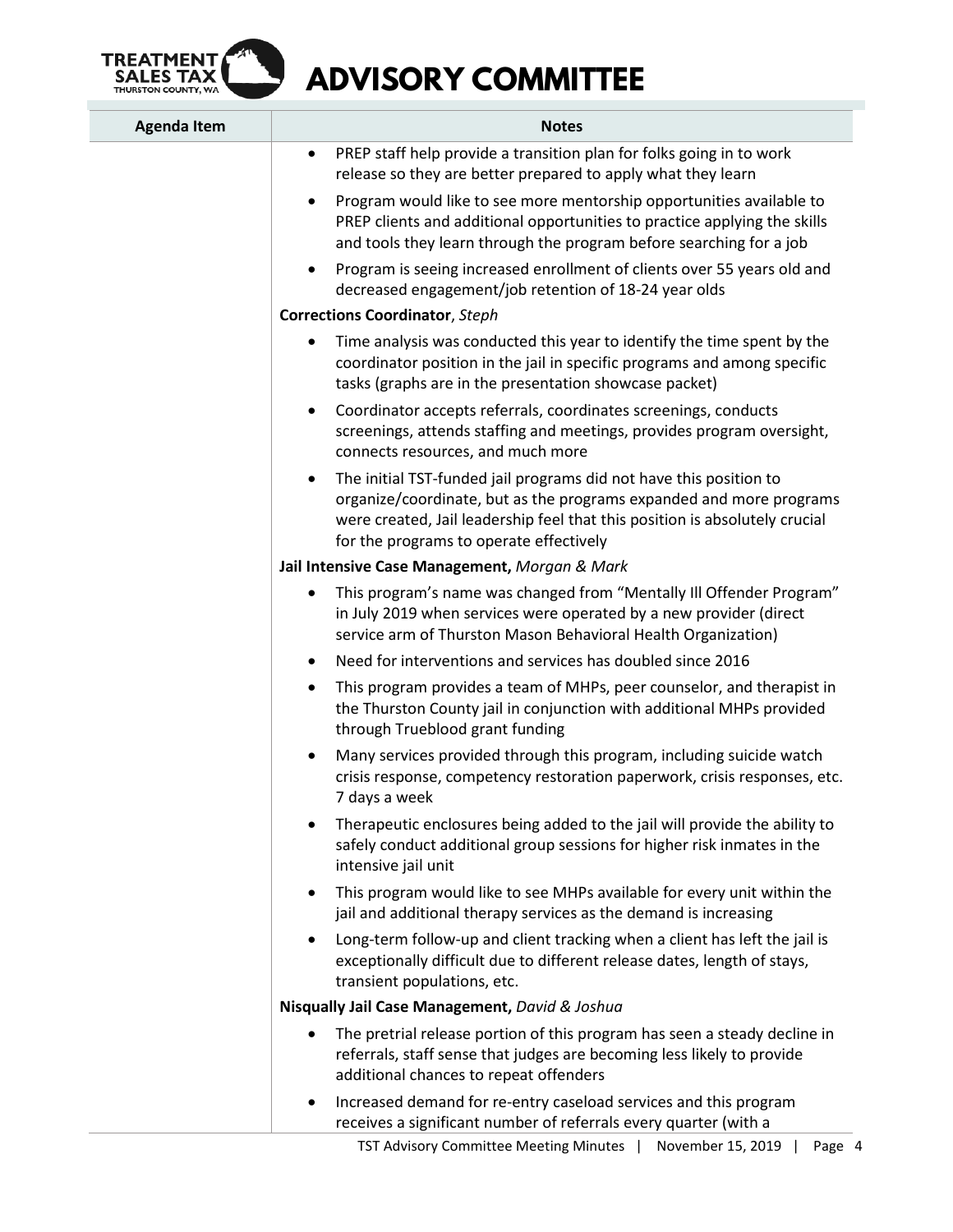| Agenda Item | Notes |
| --- | --- |
| | • PREP staff help provide a transition plan for folks going in to work release so they are better prepared to apply what they learn<br>• Program would like to see more mentorship opportunities available to PREP clients and additional opportunities to practice applying the skills and tools they learn through the program before searching for a job<br>• Program is seeing increased enrollment of clients over 55 years old and decreased engagement/job retention of 18-24 year olds<br>**Corrections Coordinator**, *Steph*<br>• Time analysis was conducted this year to identify the time spent by the coordinator position in the jail in specific programs and among specific tasks (graphs are in the presentation showcase packet)<br>• Coordinator accepts referrals, coordinates screenings, conducts screenings, attends staffing and meetings, provides program oversight, connects resources, and much more<br>• The initial TST-funded jail programs did not have this position to organize/coordinate, but as the programs expanded and more programs were created, Jail leadership feel that this position is absolutely crucial for the programs to operate effectively<br>**Jail Intensive Case Management,** *Morgan & Mark*<br>• This program's name was changed from "Mentally Ill Offender Program" in July 2019 when services were operated by a new provider (direct service arm of Thurston Mason Behavioral Health Organization)<br>• Need for interventions and services has doubled since 2016<br>• This program provides a team of MHPs, peer counselor, and therapist in the Thurston County jail in conjunction with additional MHPs provided through Trueblood grant funding<br>• Many services provided through this program, including suicide watch crisis response, competency restoration paperwork, crisis responses, etc. 7 days a week<br>• Therapeutic enclosures being added to the jail will provide the ability to safely conduct additional group sessions for higher risk inmates in the intensive jail unit<br>• This program would like to see MHPs available for every unit within the jail and additional therapy services as the demand is increasing<br>• Long-term follow-up and client tracking when a client has left the jail is exceptionally difficult due to different release dates, length of stays, transient populations, etc.<br>**Nisqually Jail Case Management,** *David & Joshua*<br>• The pretrial release portion of this program has seen a steady decline in referrals, staff sense that judges are becoming less likely to provide additional chances to repeat offenders<br>• Increased demand for re-entry caseload services and this program receives a significant number of referrals every quarter (with a |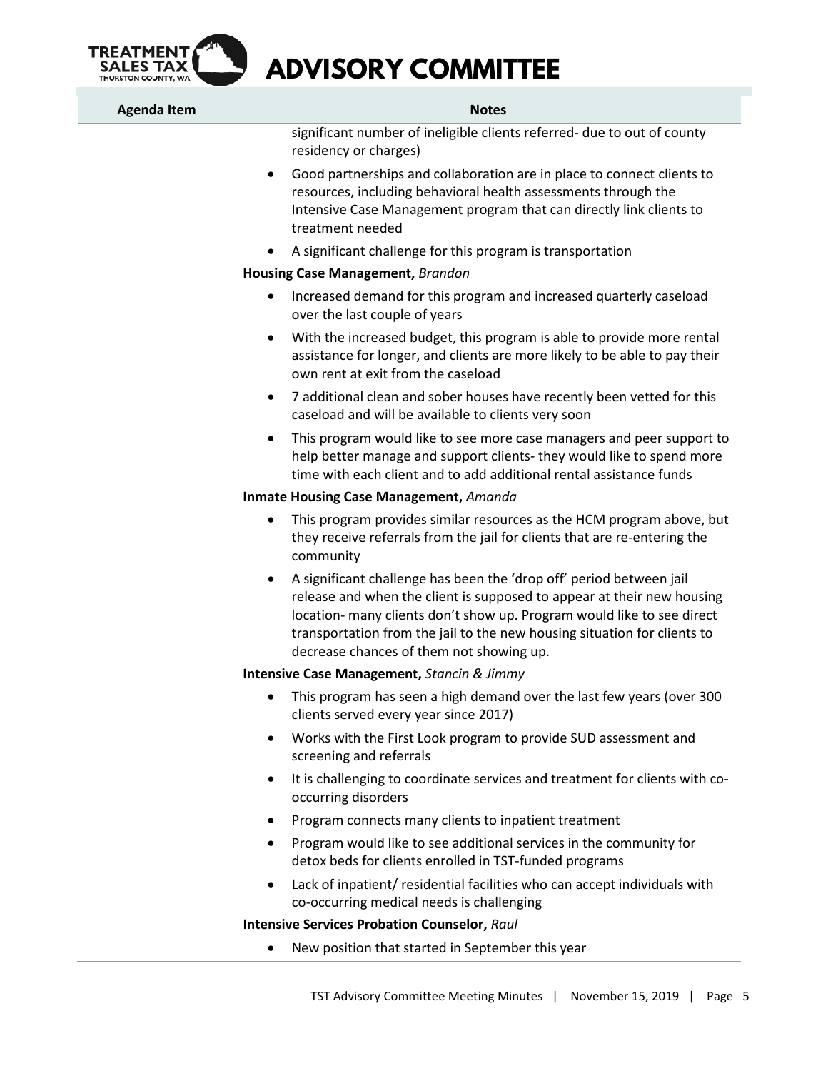| Agenda Item | Notes |
|---|---|
| | significant number of ineligible clients referred- due to out of county residency or charges)<br>• Good partnerships and collaboration are in place to connect clients to resources, including behavioral health assessments through the Intensive Case Management program that can directly link clients to treatment needed<br>• A significant challenge for this program is transportation<br>**Housing Case Management,** *Brandon*<br>• Increased demand for this program and increased quarterly caseload over the last couple of years<br>• With the increased budget, this program is able to provide more rental assistance for longer, and clients are more likely to be able to pay their own rent at exit from the caseload<br>• 7 additional clean and sober houses have recently been vetted for this caseload and will be available to clients very soon<br>• This program would like to see more case managers and peer support to help better manage and support clients- they would like to spend more time with each client and to add additional rental assistance funds<br>**Inmate Housing Case Management,** *Amanda*<br>• This program provides similar resources as the HCM program above, but they receive referrals from the jail for clients that are re-entering the community<br>• A significant challenge has been the 'drop off' period between jail release and when the client is supposed to appear at their new housing location- many clients don't show up. Program would like to see direct transportation from the jail to the new housing situation for clients to decrease chances of them not showing up.<br>**Intensive Case Management,** *Stancin & Jimmy*<br>• This program has seen a high demand over the last few years (over 300 clients served every year since 2017)<br>• Works with the First Look program to provide SUD assessment and screening and referrals<br>• It is challenging to coordinate services and treatment for clients with co-occurring disorders<br>• Program connects many clients to inpatient treatment<br>• Program would like to see additional services in the community for detox beds for clients enrolled in TST-funded programs<br>• Lack of inpatient/ residential facilities who can accept individuals with co-occurring medical needs is challenging<br>**Intensive Services Probation Counselor,** *Raul*<br>• New position that started in September this year |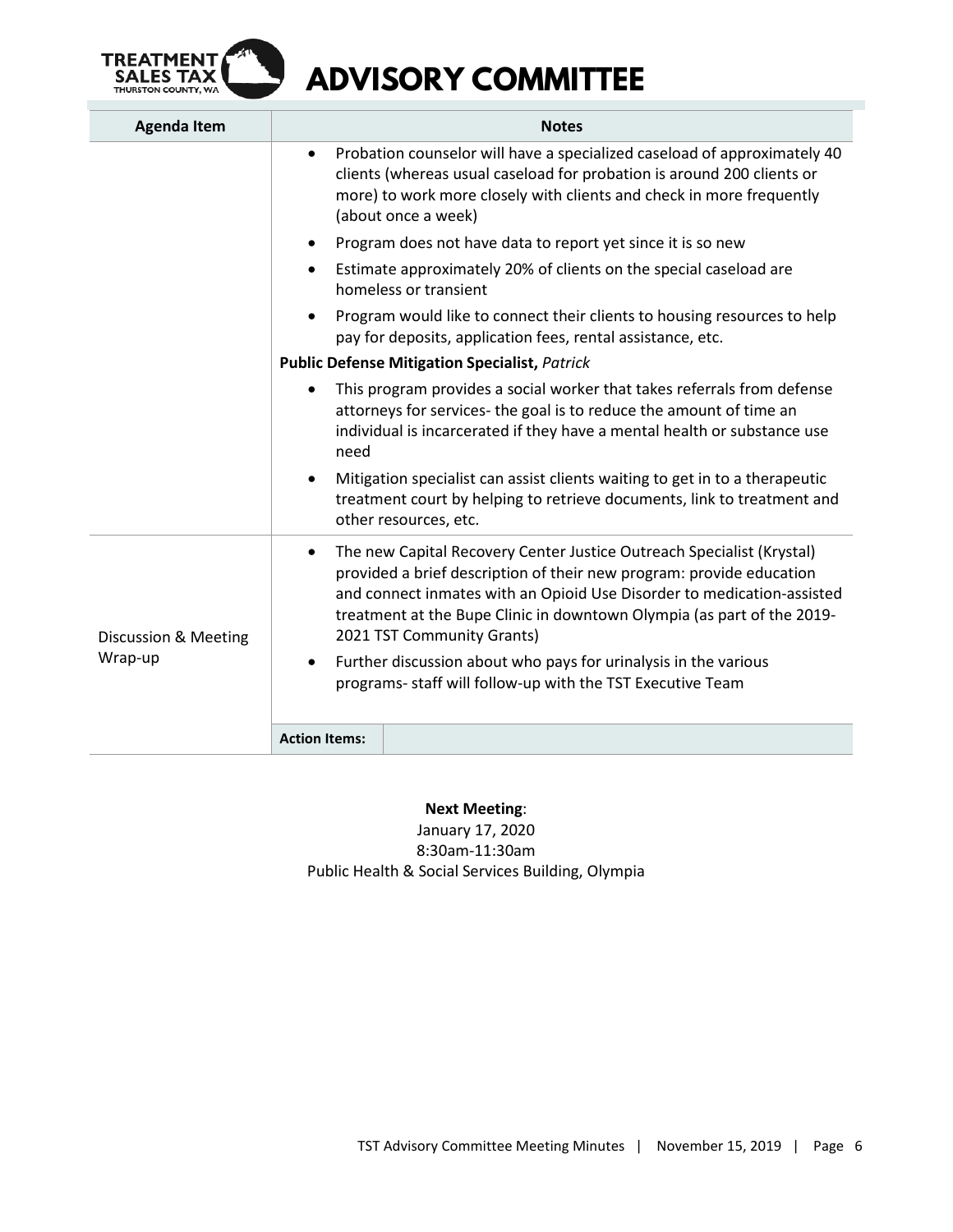# ADVISORY COMMITTEE

| Agenda Item | Notes |
|---|---|
| | • Probation counselor will have a specialized caseload of approximately 40 clients (whereas usual caseload for probation is around 200 clients or more) to work more closely with clients and check in more frequently (about once a week)<br>• Program does not have data to report yet since it is so new<br>• Estimate approximately 20% of clients on the special caseload are homeless or transient<br>• Program would like to connect their clients to housing resources to help pay for deposits, application fees, rental assistance, etc.<br>**Public Defense Mitigation Specialist,** *Patrick*<br>• This program provides a social worker that takes referrals from defense attorneys for services- the goal is to reduce the amount of time an individual is incarcerated if they have a mental health or substance use need<br>• Mitigation specialist can assist clients waiting to get in to a therapeutic treatment court by helping to retrieve documents, link to treatment and other resources, etc. |
| Discussion & Meeting Wrap-up | • The new Capital Recovery Center Justice Outreach Specialist (Krystal) provided a brief description of their new program: provide education and connect inmates with an Opioid Use Disorder to medication-assisted treatment at the Bupe Clinic in downtown Olympia (as part of the 2019-2021 TST Community Grants)<br>• Further discussion about who pays for urinalysis in the various programs- staff will follow-up with the TST Executive Team<br>**Action Items:** |

**Next Meeting**:
January 17, 2020
8:30am-11:30am
Public Health & Social Services Building, Olympia